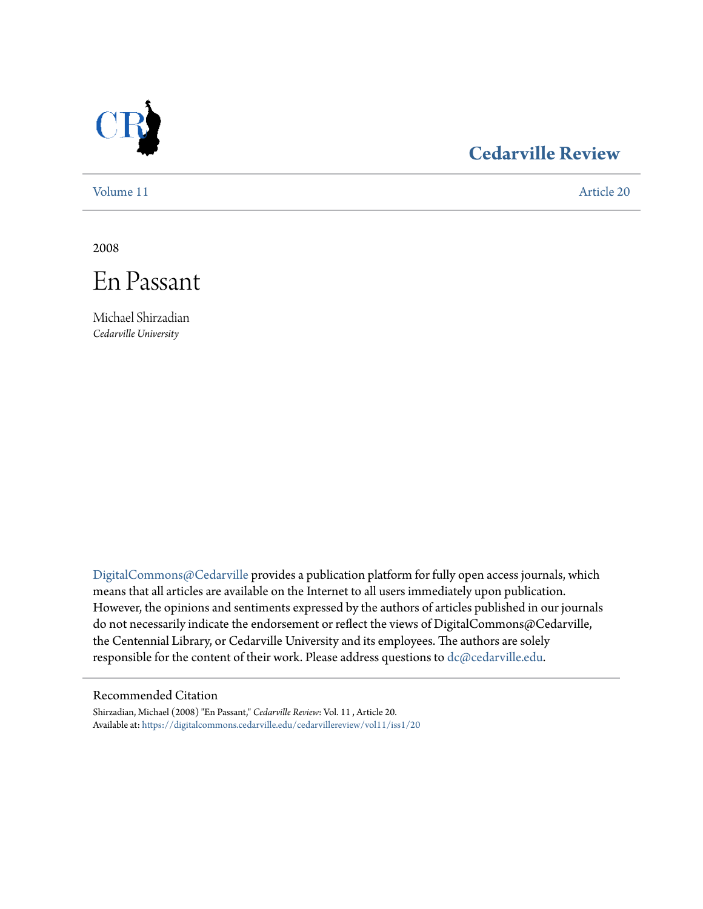# Cedarville Review

Volume 11 | Article 20

2008

# En Passant

Michael Shirzadian
*Cedarville University*

DigitalCommons@Cedarville provides a publication platform for fully open access journals, which means that all articles are available on the Internet to all users immediately upon publication. However, the opinions and sentiments expressed by the authors of articles published in our journals do not necessarily indicate the endorsement or reflect the views of DigitalCommons@Cedarville, the Centennial Library, or Cedarville University and its employees. The authors are solely responsible for the content of their work. Please address questions to dc@cedarville.edu.

## Recommended Citation

Shirzadian, Michael (2008) "En Passant," *Cedarville Review*: Vol. 11 , Article 20.
Available at: https://digitalcommons.cedarville.edu/cedarvillereview/vol11/iss1/20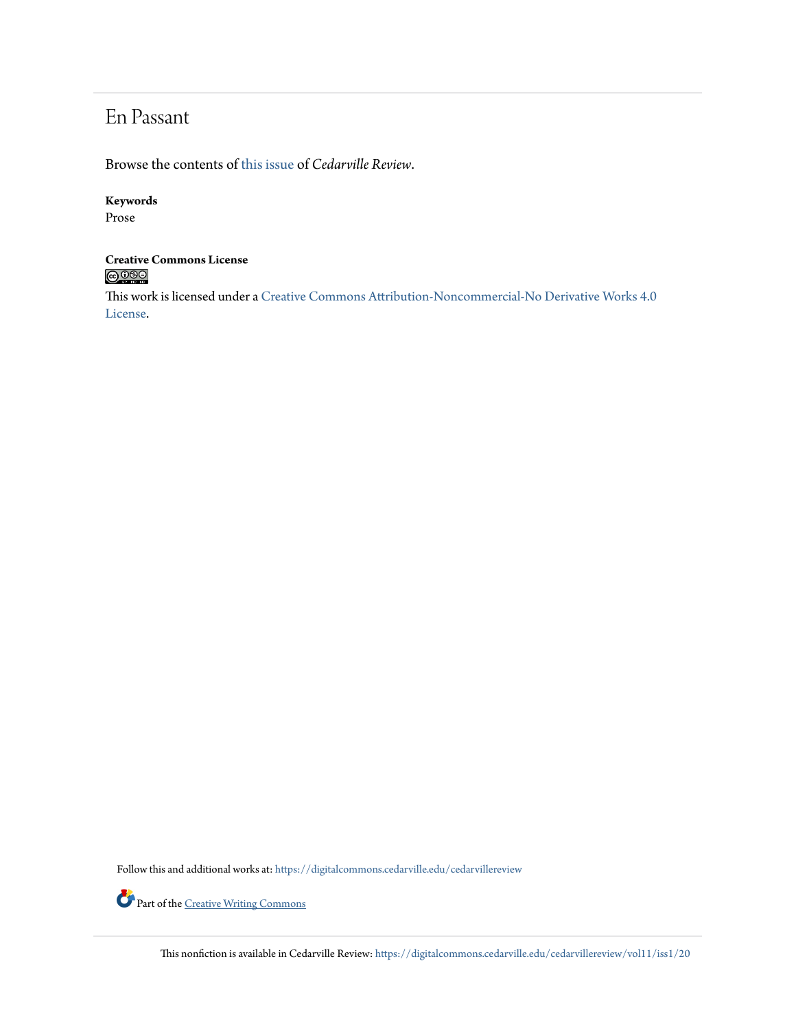# En Passant

Browse the contents of this issue of *Cedarville Review*.

**Keywords**
Prose

**Creative Commons License**

This work is licensed under a Creative Commons Attribution-Noncommercial-No Derivative Works 4.0 License.

Follow this and additional works at: https://digitalcommons.cedarville.edu/cedarvillereview

Part of the Creative Writing Commons

This nonfiction is available in Cedarville Review: https://digitalcommons.cedarville.edu/cedarvillereview/vol11/iss1/20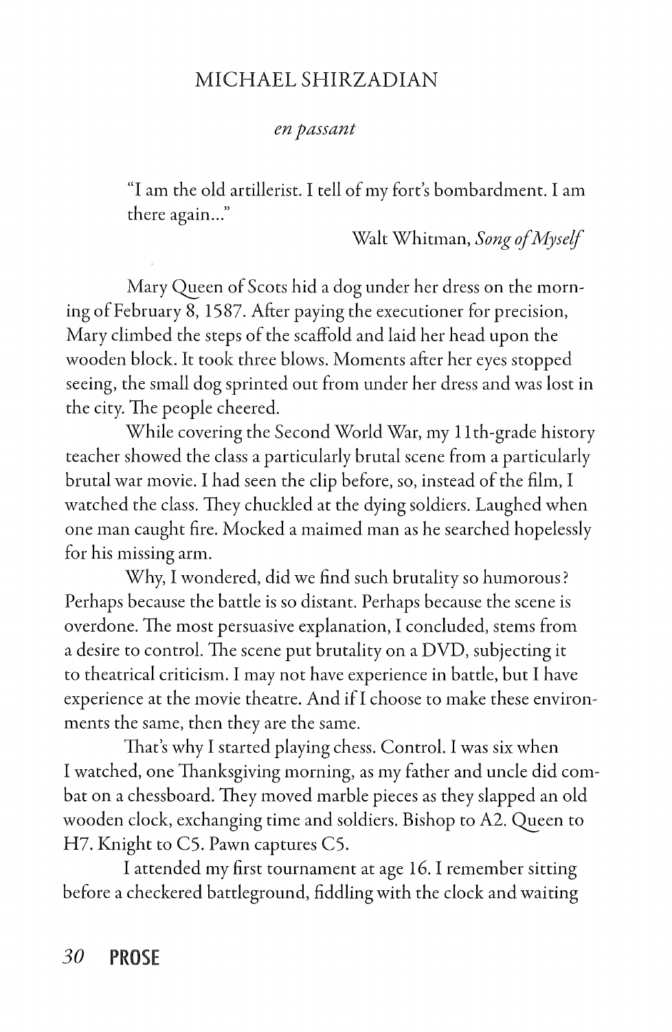## MICHAEL SHIRZADIAN

### *en passant*

> "I am the old artillerist. I tell of my fort's bombardment. I am there again..."
>
> Walt Whitman, *Song of Myself*

Mary Queen of Scots hid a dog under her dress on the morning of February 8, 1587. After paying the executioner for precision, Mary climbed the steps of the scaffold and laid her head upon the wooden block. It took three blows. Moments after her eyes stopped seeing, the small dog sprinted out from under her dress and was lost in the city. The people cheered.

While covering the Second World War, my 11th-grade history teacher showed the class a particularly brutal scene from a particularly brutal war movie. I had seen the clip before, so, instead of the film, I watched the class. They chuckled at the dying soldiers. Laughed when one man caught fire. Mocked a maimed man as he searched hopelessly for his missing arm.

Why, I wondered, did we find such brutality so humorous? Perhaps because the battle is so distant. Perhaps because the scene is overdone. The most persuasive explanation, I concluded, stems from a desire to control. The scene put brutality on a DVD, subjecting it to theatrical criticism. I may not have experience in battle, but I have experience at the movie theatre. And if I choose to make these environments the same, then they are the same.

That's why I started playing chess. Control. I was six when I watched, one Thanksgiving morning, as my father and uncle did combat on a chessboard. They moved marble pieces as they slapped an old wooden clock, exchanging time and soldiers. Bishop to A2. Queen to H7. Knight to C5. Pawn captures C5.

I attended my first tournament at age 16. I remember sitting before a checkered battleground, fiddling with the clock and waiting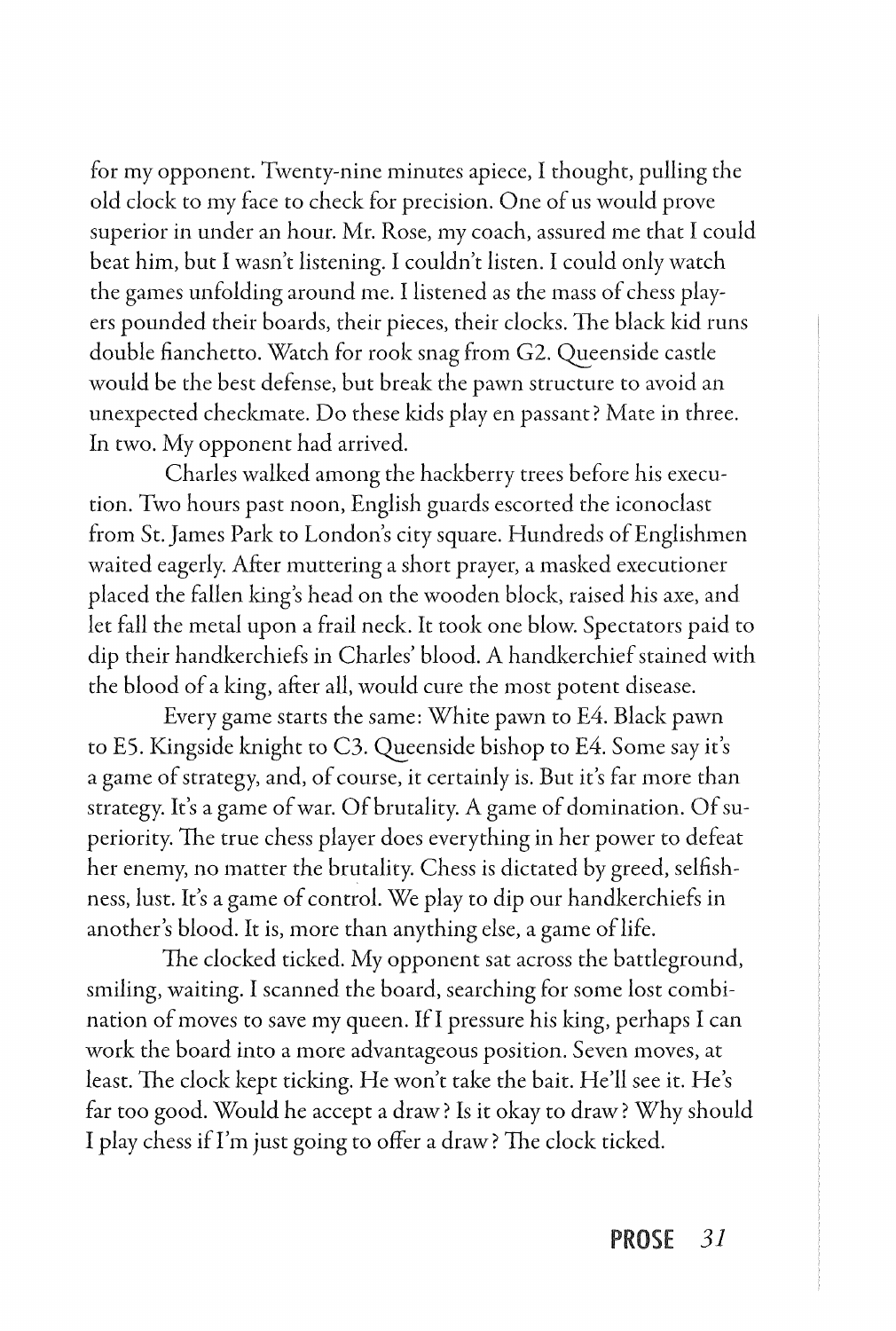for my opponent. Twenty-nine minutes apiece, I thought, pulling the old clock to my face to check for precision. One of us would prove superior in under an hour. Mr. Rose, my coach, assured me that I could beat him, but I wasn't listening. I couldn't listen. I could only watch the games unfolding around me. I listened as the mass of chess players pounded their boards, their pieces, their clocks. The black kid runs double fianchetto. Watch for rook snag from G2. Queenside castle would be the best defense, but break the pawn structure to avoid an unexpected checkmate. Do these kids play en passant? Mate in three. In two. My opponent had arrived.

Charles walked among the hackberry trees before his execution. Two hours past noon, English guards escorted the iconoclast from St. James Park to London's city square. Hundreds of Englishmen waited eagerly. After muttering a short prayer, a masked executioner placed the fallen king's head on the wooden block, raised his axe, and let fall the metal upon a frail neck. It took one blow. Spectators paid to dip their handkerchiefs in Charles' blood. A handkerchief stained with the blood of a king, after all, would cure the most potent disease.

Every game starts the same: White pawn to E4. Black pawn to E5. Kingside knight to C3. Queenside bishop to E4. Some say it's a game of strategy, and, of course, it certainly is. But it's far more than strategy. It's a game of war. Of brutality. A game of domination. Of superiority. The true chess player does everything in her power to defeat her enemy, no matter the brutality. Chess is dictated by greed, selfishness, lust. It's a game of control. We play to dip our handkerchiefs in another's blood. It is, more than anything else, a game of life.

The clocked ticked. My opponent sat across the battleground, smiling, waiting. I scanned the board, searching for some lost combination of moves to save my queen. If I pressure his king, perhaps I can work the board into a more advantageous position. Seven moves, at least. The clock kept ticking. He won't take the bait. He'll see it. He's far too good. Would he accept a draw? Is it okay to draw? Why should I play chess if I'm just going to offer a draw? The clock ticked.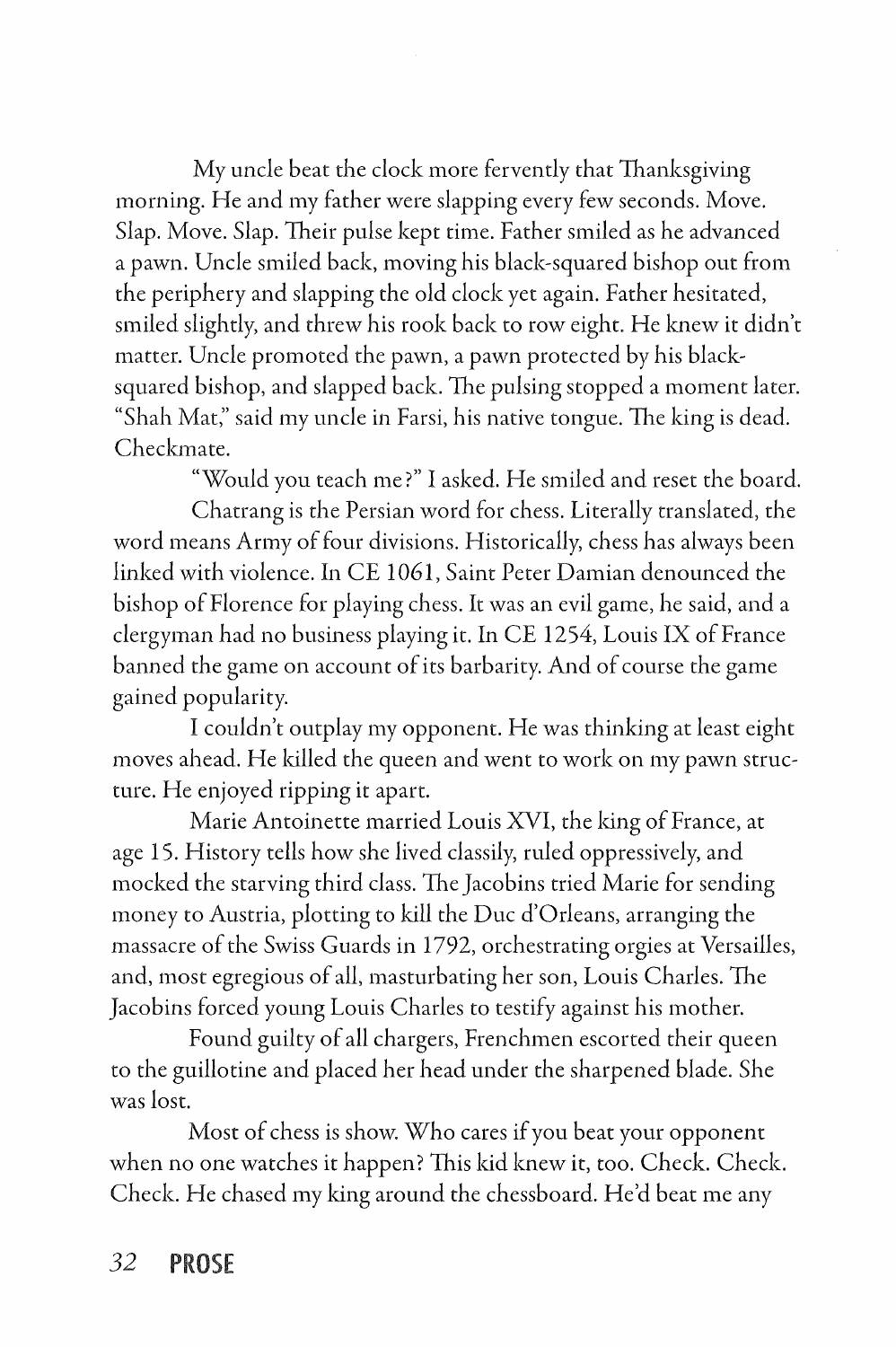My uncle beat the clock more fervently that Thanksgiving morning. He and my father were slapping every few seconds. Move. Slap. Move. Slap. Their pulse kept time. Father smiled as he advanced a pawn. Uncle smiled back, moving his black-squared bishop out from the periphery and slapping the old clock yet again. Father hesitated, smiled slightly, and threw his rook back to row eight. He knew it didn't matter. Uncle promoted the pawn, a pawn protected by his black-squared bishop, and slapped back. The pulsing stopped a moment later. "Shah Mat," said my uncle in Farsi, his native tongue. The king is dead. Checkmate.

"Would you teach me?" I asked. He smiled and reset the board.

Chatrang is the Persian word for chess. Literally translated, the word means Army of four divisions. Historically, chess has always been linked with violence. In CE 1061, Saint Peter Damian denounced the bishop of Florence for playing chess. It was an evil game, he said, and a clergyman had no business playing it. In CE 1254, Louis IX of France banned the game on account of its barbarity. And of course the game gained popularity.

I couldn't outplay my opponent. He was thinking at least eight moves ahead. He killed the queen and went to work on my pawn structure. He enjoyed ripping it apart.

Marie Antoinette married Louis XVI, the king of France, at age 15. History tells how she lived classily, ruled oppressively, and mocked the starving third class. The Jacobins tried Marie for sending money to Austria, plotting to kill the Duc d'Orleans, arranging the massacre of the Swiss Guards in 1792, orchestrating orgies at Versailles, and, most egregious of all, masturbating her son, Louis Charles. The Jacobins forced young Louis Charles to testify against his mother.

Found guilty of all chargers, Frenchmen escorted their queen to the guillotine and placed her head under the sharpened blade. She was lost.

Most of chess is show. Who cares if you beat your opponent when no one watches it happen? This kid knew it, too. Check. Check. Check. He chased my king around the chessboard. He'd beat me any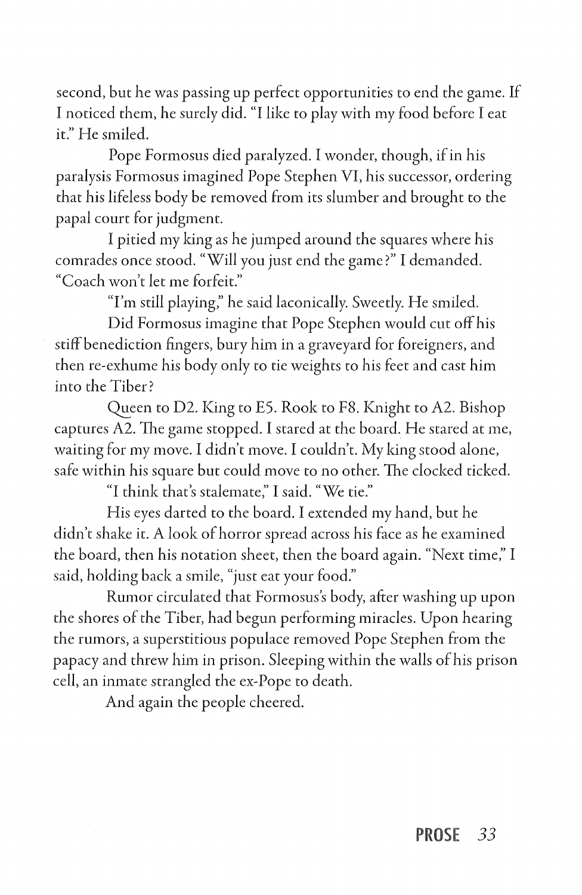second, but he was passing up perfect opportunities to end the game. If I noticed them, he surely did. "I like to play with my food before I eat it." He smiled.

Pope Formosus died paralyzed. I wonder, though, if in his paralysis Formosus imagined Pope Stephen VI, his successor, ordering that his lifeless body be removed from its slumber and brought to the papal court for judgment.

I pitied my king as he jumped around the squares where his comrades once stood. "Will you just end the game?" I demanded. "Coach won't let me forfeit."

"I'm still playing," he said laconically. Sweetly. He smiled.

Did Formosus imagine that Pope Stephen would cut off his stiff benediction fingers, bury him in a graveyard for foreigners, and then re-exhume his body only to tie weights to his feet and cast him into the Tiber?

Queen to D2. King to E5. Rook to F8. Knight to A2. Bishop captures A2. The game stopped. I stared at the board. He stared at me, waiting for my move. I didn't move. I couldn't. My king stood alone, safe within his square but could move to no other. The clocked ticked.

"I think that's stalemate," I said. "We tie."

His eyes darted to the board. I extended my hand, but he didn't shake it. A look of horror spread across his face as he examined the board, then his notation sheet, then the board again. "Next time," I said, holding back a smile, "just eat your food."

Rumor circulated that Formosus's body, after washing up upon the shores of the Tiber, had begun performing miracles. Upon hearing the rumors, a superstitious populace removed Pope Stephen from the papacy and threw him in prison. Sleeping within the walls of his prison cell, an inmate strangled the ex-Pope to death.

And again the people cheered.